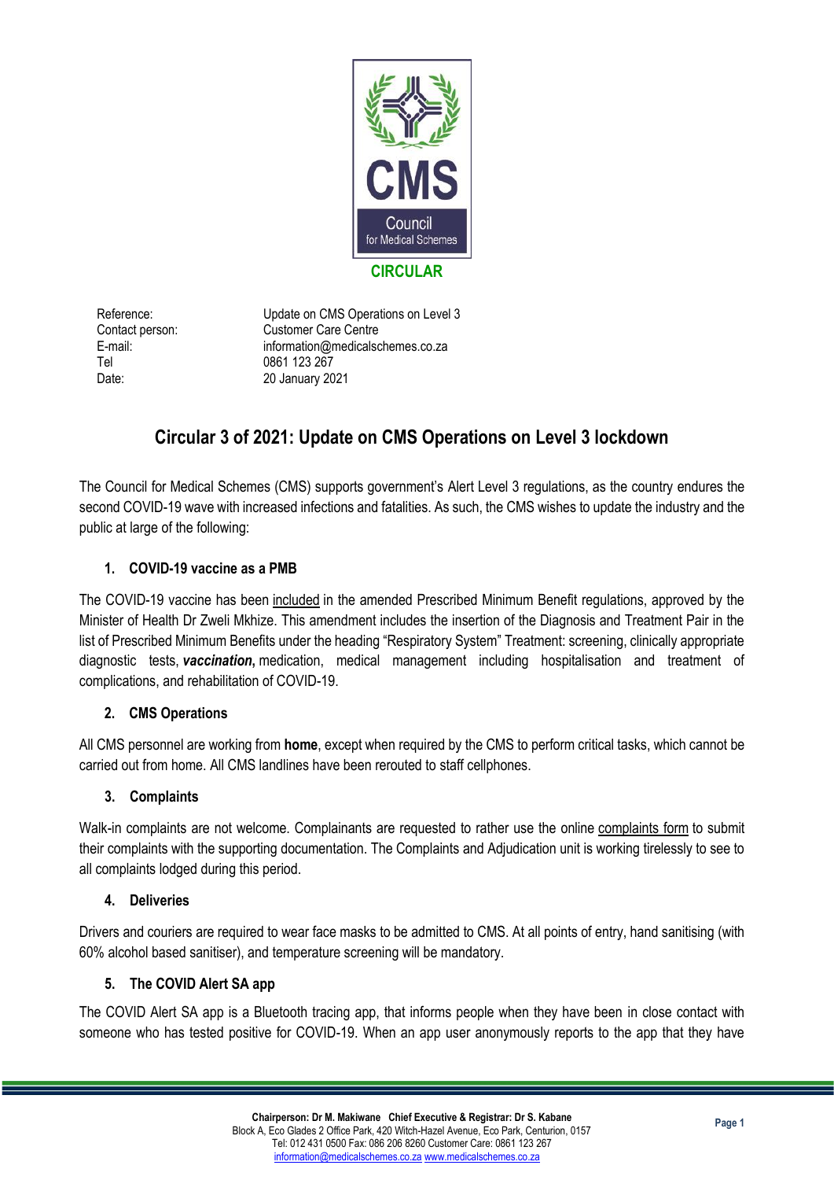**CIRCULAR**

| | |
|---|---|
| Reference: | Update on CMS Operations on Level 3 |
| Contact person: | Customer Care Centre |
| E-mail: | information@medicalschemes.co.za |
| Tel | 0861 123 267 |
| Date: | 20 January 2021 |

# Circular 3 of 2021: Update on CMS Operations on Level 3 lockdown

The Council for Medical Schemes (CMS) supports government's Alert Level 3 regulations, as the country endures the second COVID-19 wave with increased infections and fatalities. As such, the CMS wishes to update the industry and the public at large of the following:

## 1. COVID-19 vaccine as a PMB

The COVID-19 vaccine has been included in the amended Prescribed Minimum Benefit regulations, approved by the Minister of Health Dr Zweli Mkhize. This amendment includes the insertion of the Diagnosis and Treatment Pair in the list of Prescribed Minimum Benefits under the heading "Respiratory System" Treatment: screening, clinically appropriate diagnostic tests, ***vaccination,*** medication, medical management including hospitalisation and treatment of complications, and rehabilitation of COVID-19.

## 2. CMS Operations

All CMS personnel are working from **home**, except when required by the CMS to perform critical tasks, which cannot be carried out from home. All CMS landlines have been rerouted to staff cellphones.

## 3. Complaints

Walk-in complaints are not welcome. Complainants are requested to rather use the online complaints form to submit their complaints with the supporting documentation. The Complaints and Adjudication unit is working tirelessly to see to all complaints lodged during this period.

## 4. Deliveries

Drivers and couriers are required to wear face masks to be admitted to CMS. At all points of entry, hand sanitising (with 60% alcohol based sanitiser), and temperature screening will be mandatory.

## 5. The COVID Alert SA app

The COVID Alert SA app is a Bluetooth tracing app, that informs people when they have been in close contact with someone who has tested positive for COVID-19. When an app user anonymously reports to the app that they have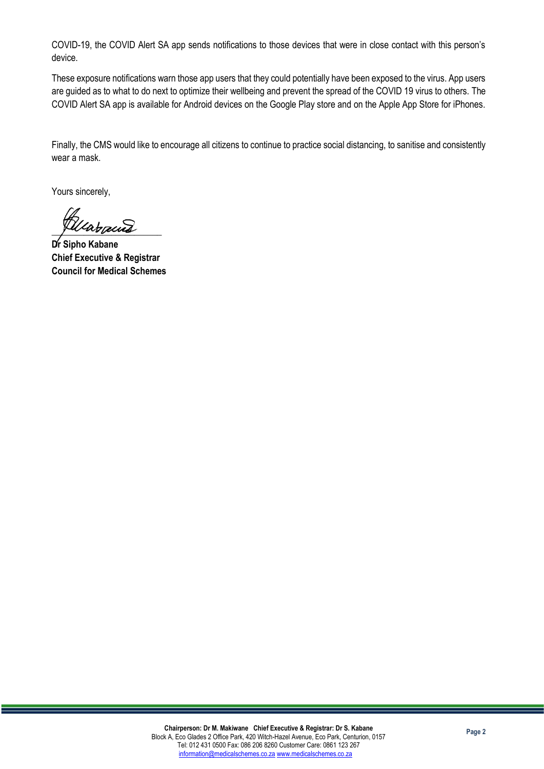COVID-19, the COVID Alert SA app sends notifications to those devices that were in close contact with this person's device.

These exposure notifications warn those app users that they could potentially have been exposed to the virus. App users are guided as to what to do next to optimize their wellbeing and prevent the spread of the COVID 19 virus to others. The COVID Alert SA app is available for Android devices on the Google Play store and on the Apple App Store for iPhones.

Finally, the CMS would like to encourage all citizens to continue to practice social distancing, to sanitise and consistently wear a mask.

Yours sincerely,

**Dr Sipho Kabane**
**Chief Executive & Registrar**
**Council for Medical Schemes**